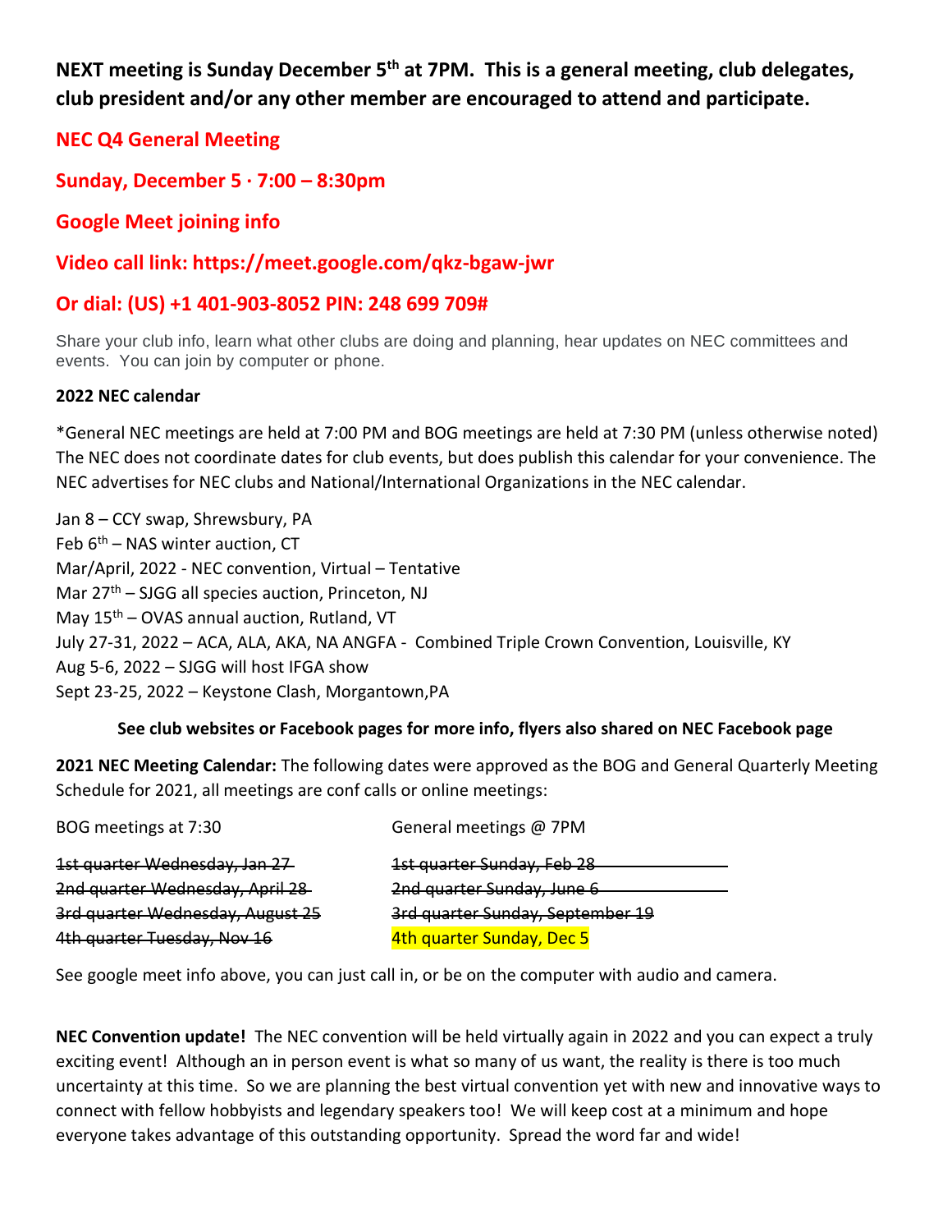**NEXT meeting is Sunday December 5th at 7PM. This is a general meeting, club delegates, club president and/or any other member are encouraged to attend and participate.**

**NEC Q4 General Meeting**

**Sunday, December 5 · 7:00 – 8:30pm**

**Google Meet joining info**

**Video call link: https://meet.google.com/qkz-bgaw-jwr**

**Or dial: (US) +1 401-903-8052 PIN: 248 699 709#**

Share your club info, learn what other clubs are doing and planning, hear updates on NEC committees and events. You can join by computer or phone.

**2022 NEC calendar**

*General NEC meetings are held at 7:00 PM and BOG meetings are held at 7:30 PM (unless otherwise noted) The NEC does not coordinate dates for club events, but does publish this calendar for your convenience. The NEC advertises for NEC clubs and National/International Organizations in the NEC calendar.

Jan 8 – CCY swap, Shrewsbury, PA
Feb 6th – NAS winter auction, CT
Mar/April, 2022 - NEC convention, Virtual – Tentative
Mar 27th – SJGG all species auction, Princeton, NJ
May 15th – OVAS annual auction, Rutland, VT
July 27-31, 2022 – ACA, ALA, AKA, NA ANGFA - Combined Triple Crown Convention, Louisville, KY
Aug 5-6, 2022 – SJGG will host IFGA show
Sept 23-25, 2022 – Keystone Clash, Morgantown,PA

**See club websites or Facebook pages for more info, flyers also shared on NEC Facebook page**

**2021 NEC Meeting Calendar:** The following dates were approved as the BOG and General Quarterly Meeting Schedule for 2021, all meetings are conf calls or online meetings:

| BOG meetings at 7:30 | General meetings @ 7PM |
|---|---|
| ~~1st quarter Wednesday, Jan 27~~ | ~~1st quarter Sunday, Feb 28~~ |
| ~~2nd quarter Wednesday, April 28~~ | ~~2nd quarter Sunday, June 6~~ |
| ~~3rd quarter Wednesday, August 25~~ | ~~3rd quarter Sunday, September 19~~ |
| ~~4th quarter Tuesday, Nov 16~~ | 4th quarter Sunday, Dec 5 |

See google meet info above, you can just call in, or be on the computer with audio and camera.

**NEC Convention update!** The NEC convention will be held virtually again in 2022 and you can expect a truly exciting event! Although an in person event is what so many of us want, the reality is there is too much uncertainty at this time. So we are planning the best virtual convention yet with new and innovative ways to connect with fellow hobbyists and legendary speakers too! We will keep cost at a minimum and hope everyone takes advantage of this outstanding opportunity. Spread the word far and wide!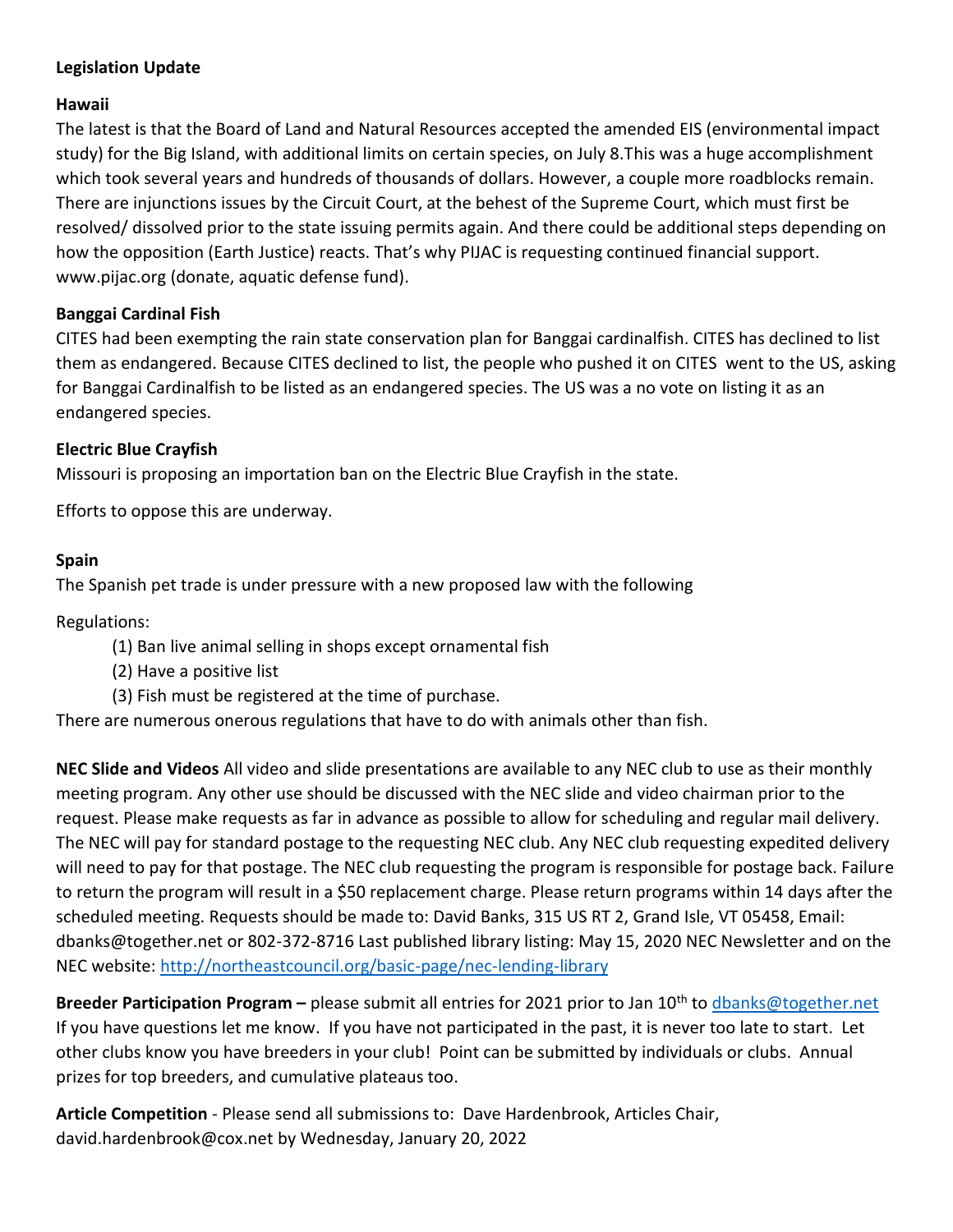**Legislation Update**

**Hawaii**

The latest is that the Board of Land and Natural Resources accepted the amended EIS (environmental impact study) for the Big Island, with additional limits on certain species, on July 8.This was a huge accomplishment which took several years and hundreds of thousands of dollars. However, a couple more roadblocks remain. There are injunctions issues by the Circuit Court, at the behest of the Supreme Court, which must first be resolved/ dissolved prior to the state issuing permits again. And there could be additional steps depending on how the opposition (Earth Justice) reacts. That's why PIJAC is requesting continued financial support. www.pijac.org (donate, aquatic defense fund).

**Banggai Cardinal Fish**

CITES had been exempting the rain state conservation plan for Banggai cardinalfish. CITES has declined to list them as endangered. Because CITES declined to list, the people who pushed it on CITES went to the US, asking for Banggai Cardinalfish to be listed as an endangered species. The US was a no vote on listing it as an endangered species.

**Electric Blue Crayfish**

Missouri is proposing an importation ban on the Electric Blue Crayfish in the state.

Efforts to oppose this are underway.

**Spain**

The Spanish pet trade is under pressure with a new proposed law with the following

Regulations:

(1) Ban live animal selling in shops except ornamental fish
(2) Have a positive list
(3) Fish must be registered at the time of purchase.

There are numerous onerous regulations that have to do with animals other than fish.

**NEC Slide and Videos** All video and slide presentations are available to any NEC club to use as their monthly meeting program. Any other use should be discussed with the NEC slide and video chairman prior to the request. Please make requests as far in advance as possible to allow for scheduling and regular mail delivery. The NEC will pay for standard postage to the requesting NEC club. Any NEC club requesting expedited delivery will need to pay for that postage. The NEC club requesting the program is responsible for postage back. Failure to return the program will result in a $50 replacement charge. Please return programs within 14 days after the scheduled meeting. Requests should be made to: David Banks, 315 US RT 2, Grand Isle, VT 05458, Email: dbanks@together.net or 802-372-8716 Last published library listing: May 15, 2020 NEC Newsletter and on the NEC website: http://northeastcouncil.org/basic-page/nec-lending-library

**Breeder Participation Program –** please submit all entries for 2021 prior to Jan 10th to dbanks@together.net If you have questions let me know. If you have not participated in the past, it is never too late to start. Let other clubs know you have breeders in your club! Point can be submitted by individuals or clubs. Annual prizes for top breeders, and cumulative plateaus too.

**Article Competition** - Please send all submissions to: Dave Hardenbrook, Articles Chair, david.hardenbrook@cox.net by Wednesday, January 20, 2022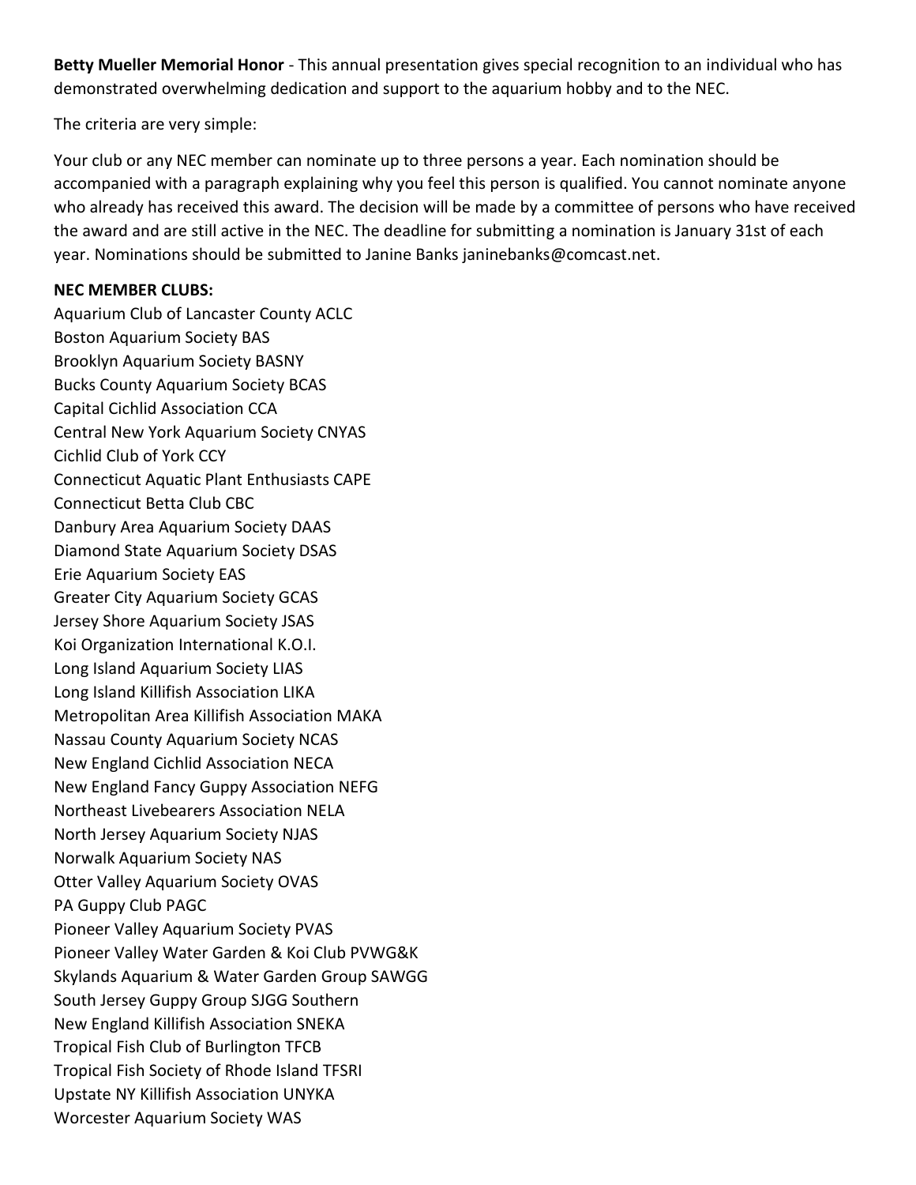**Betty Mueller Memorial Honor** - This annual presentation gives special recognition to an individual who has demonstrated overwhelming dedication and support to the aquarium hobby and to the NEC.

The criteria are very simple:

Your club or any NEC member can nominate up to three persons a year. Each nomination should be accompanied with a paragraph explaining why you feel this person is qualified. You cannot nominate anyone who already has received this award. The decision will be made by a committee of persons who have received the award and are still active in the NEC. The deadline for submitting a nomination is January 31st of each year. Nominations should be submitted to Janine Banks janinebanks@comcast.net.

**NEC MEMBER CLUBS:**

Aquarium Club of Lancaster County ACLC
Boston Aquarium Society BAS
Brooklyn Aquarium Society BASNY
Bucks County Aquarium Society BCAS
Capital Cichlid Association CCA
Central New York Aquarium Society CNYAS
Cichlid Club of York CCY
Connecticut Aquatic Plant Enthusiasts CAPE
Connecticut Betta Club CBC
Danbury Area Aquarium Society DAAS
Diamond State Aquarium Society DSAS
Erie Aquarium Society EAS
Greater City Aquarium Society GCAS
Jersey Shore Aquarium Society JSAS
Koi Organization International K.O.I.
Long Island Aquarium Society LIAS
Long Island Killifish Association LIKA
Metropolitan Area Killifish Association MAKA
Nassau County Aquarium Society NCAS
New England Cichlid Association NECA
New England Fancy Guppy Association NEFG
Northeast Livebearers Association NELA
North Jersey Aquarium Society NJAS
Norwalk Aquarium Society NAS
Otter Valley Aquarium Society OVAS
PA Guppy Club PAGC
Pioneer Valley Aquarium Society PVAS
Pioneer Valley Water Garden & Koi Club PVWG&K
Skylands Aquarium & Water Garden Group SAWGG
South Jersey Guppy Group SJGG Southern
New England Killifish Association SNEKA
Tropical Fish Club of Burlington TFCB
Tropical Fish Society of Rhode Island TFSRI
Upstate NY Killifish Association UNYKA
Worcester Aquarium Society WAS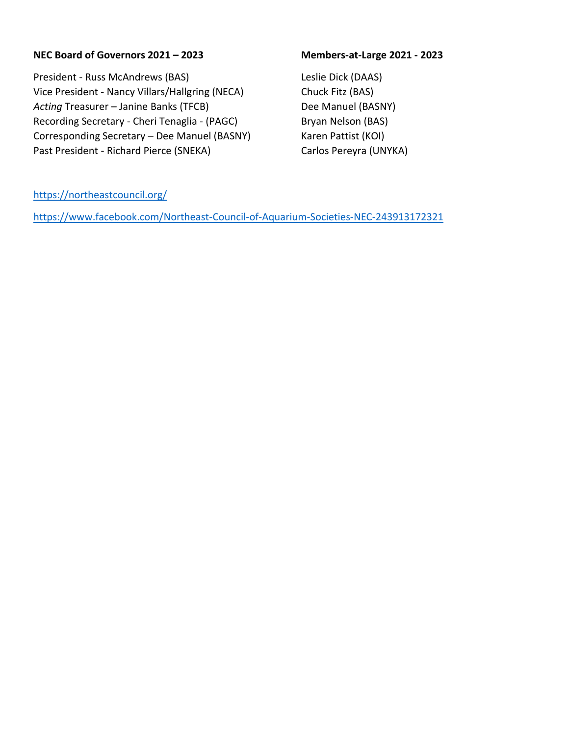**NEC Board of Governors 2021 – 2023**

President - Russ McAndrews (BAS)
Vice President - Nancy Villars/Hallgring (NECA)
*Acting* Treasurer – Janine Banks (TFCB)
Recording Secretary - Cheri Tenaglia - (PAGC)
Corresponding Secretary – Dee Manuel (BASNY)
Past President - Richard Pierce (SNEKA)

**Members-at-Large 2021 - 2023**

Leslie Dick (DAAS)
Chuck Fitz (BAS)
Dee Manuel (BASNY)
Bryan Nelson (BAS)
Karen Pattist (KOI)
Carlos Pereyra (UNYKA)

https://northeastcouncil.org/

https://www.facebook.com/Northeast-Council-of-Aquarium-Societies-NEC-243913172321